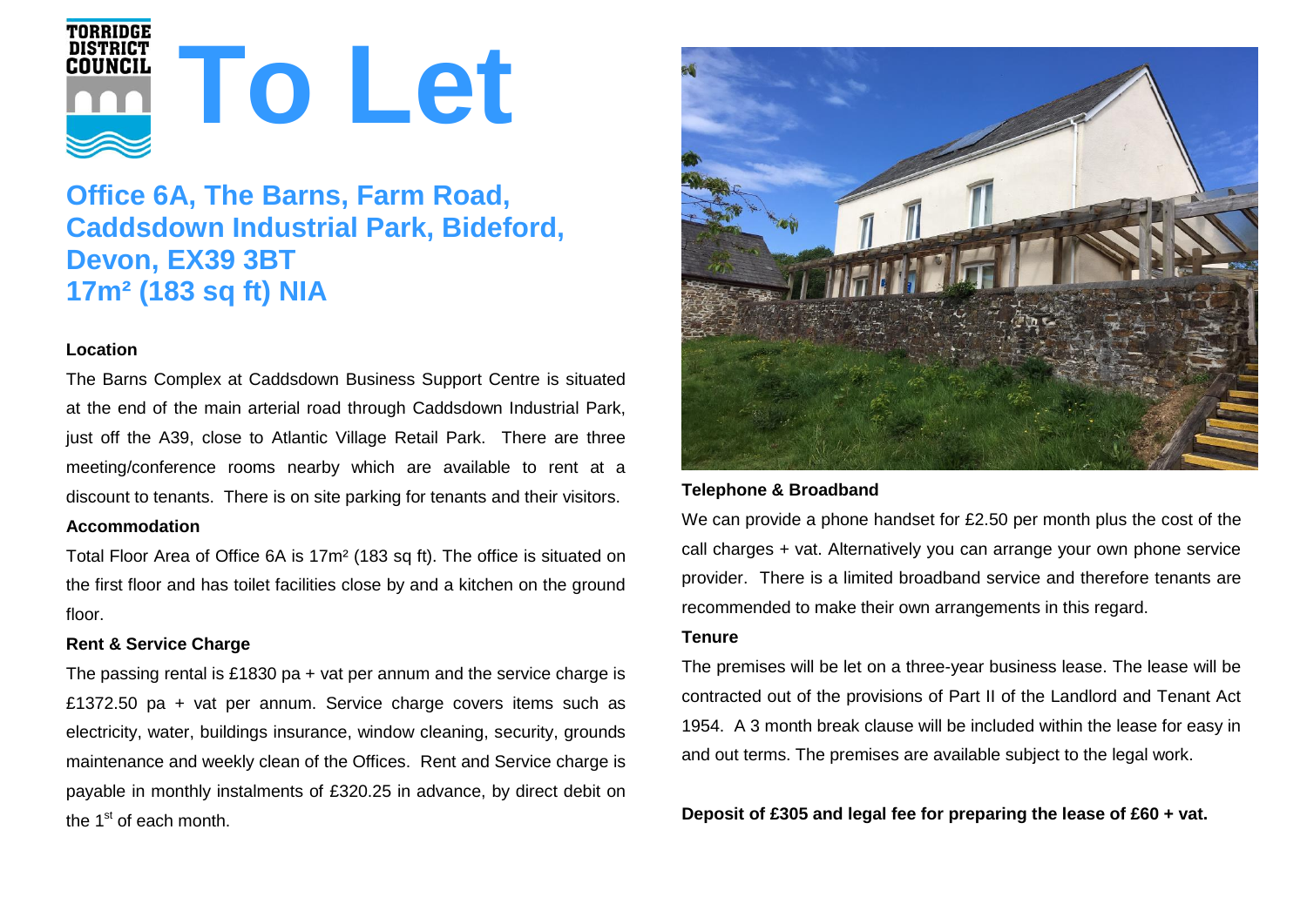TORRIDGE DISTRICT COUNCIL

# To Let

## Office 6A, The Barns, Farm Road, Caddsdown Industrial Park, Bideford, Devon, EX39 3BT
## 17m² (183 sq ft) NIA

**Location**

The Barns Complex at Caddsdown Business Support Centre is situated at the end of the main arterial road through Caddsdown Industrial Park, just off the A39, close to Atlantic Village Retail Park. There are three meeting/conference rooms nearby which are available to rent at a discount to tenants. There is on site parking for tenants and their visitors.

**Accommodation**

Total Floor Area of Office 6A is 17m² (183 sq ft). The office is situated on the first floor and has toilet facilities close by and a kitchen on the ground floor.

**Rent & Service Charge**

The passing rental is £1830 pa + vat per annum and the service charge is £1372.50 pa + vat per annum. Service charge covers items such as electricity, water, buildings insurance, window cleaning, security, grounds maintenance and weekly clean of the Offices. Rent and Service charge is payable in monthly instalments of £320.25 in advance, by direct debit on the 1st of each month.

**Telephone & Broadband**

We can provide a phone handset for £2.50 per month plus the cost of the call charges + vat. Alternatively you can arrange your own phone service provider. There is a limited broadband service and therefore tenants are recommended to make their own arrangements in this regard.

**Tenure**

The premises will be let on a three-year business lease. The lease will be contracted out of the provisions of Part II of the Landlord and Tenant Act 1954. A 3 month break clause will be included within the lease for easy in and out terms. The premises are available subject to the legal work.

**Deposit of £305 and legal fee for preparing the lease of £60 + vat.**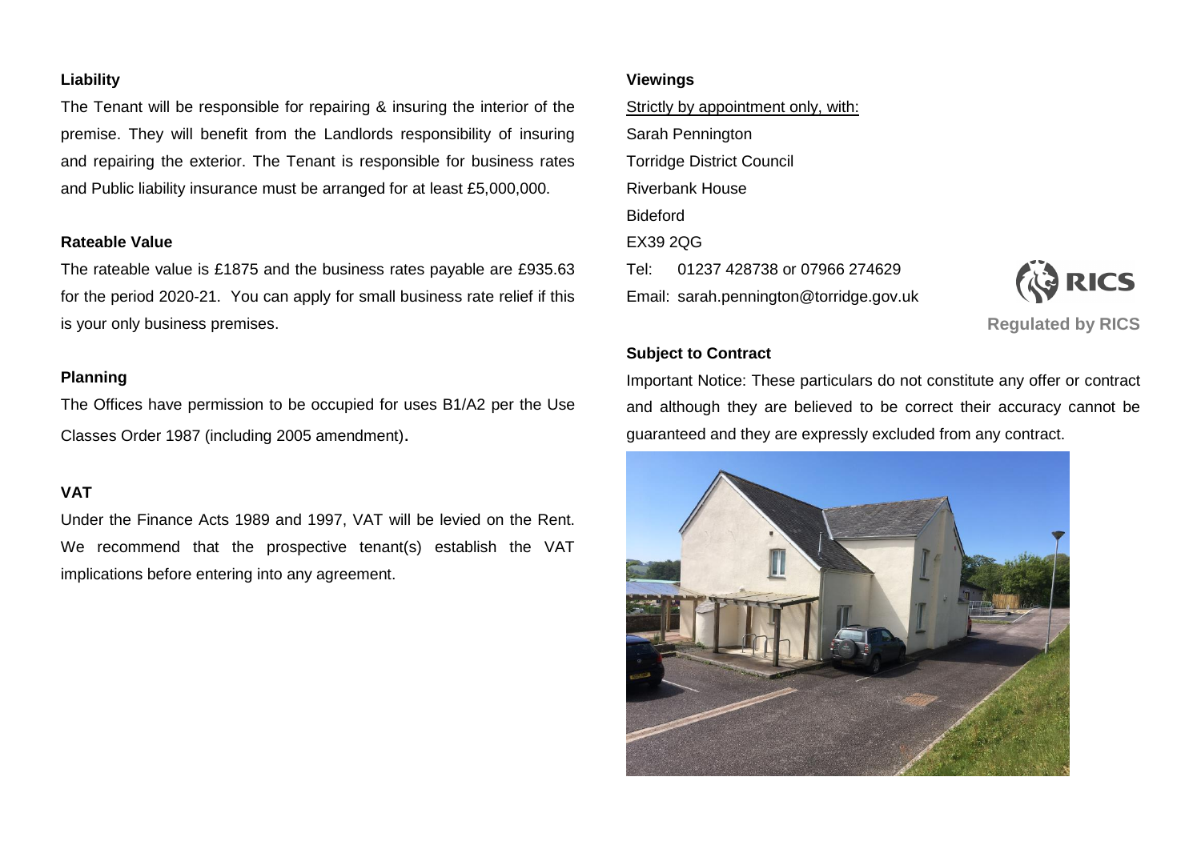### Liability

The Tenant will be responsible for repairing & insuring the interior of the premise. They will benefit from the Landlords responsibility of insuring and repairing the exterior. The Tenant is responsible for business rates and Public liability insurance must be arranged for at least £5,000,000.

### Rateable Value

The rateable value is £1875 and the business rates payable are £935.63 for the period 2020-21. You can apply for small business rate relief if this is your only business premises.

### Planning

The Offices have permission to be occupied for uses B1/A2 per the Use Classes Order 1987 (including 2005 amendment).

### VAT

Under the Finance Acts 1989 and 1997, VAT will be levied on the Rent. We recommend that the prospective tenant(s) establish the VAT implications before entering into any agreement.

### Viewings

Strictly by appointment only, with:

Sarah Pennington
Torridge District Council
Riverbank House
Bideford
EX39 2QG

Tel: 01237 428738 or 07966 274629
Email: sarah.pennington@torridge.gov.uk

RICS

Regulated by RICS

### Subject to Contract

Important Notice: These particulars do not constitute any offer or contract and although they are believed to be correct their accuracy cannot be guaranteed and they are expressly excluded from any contract.